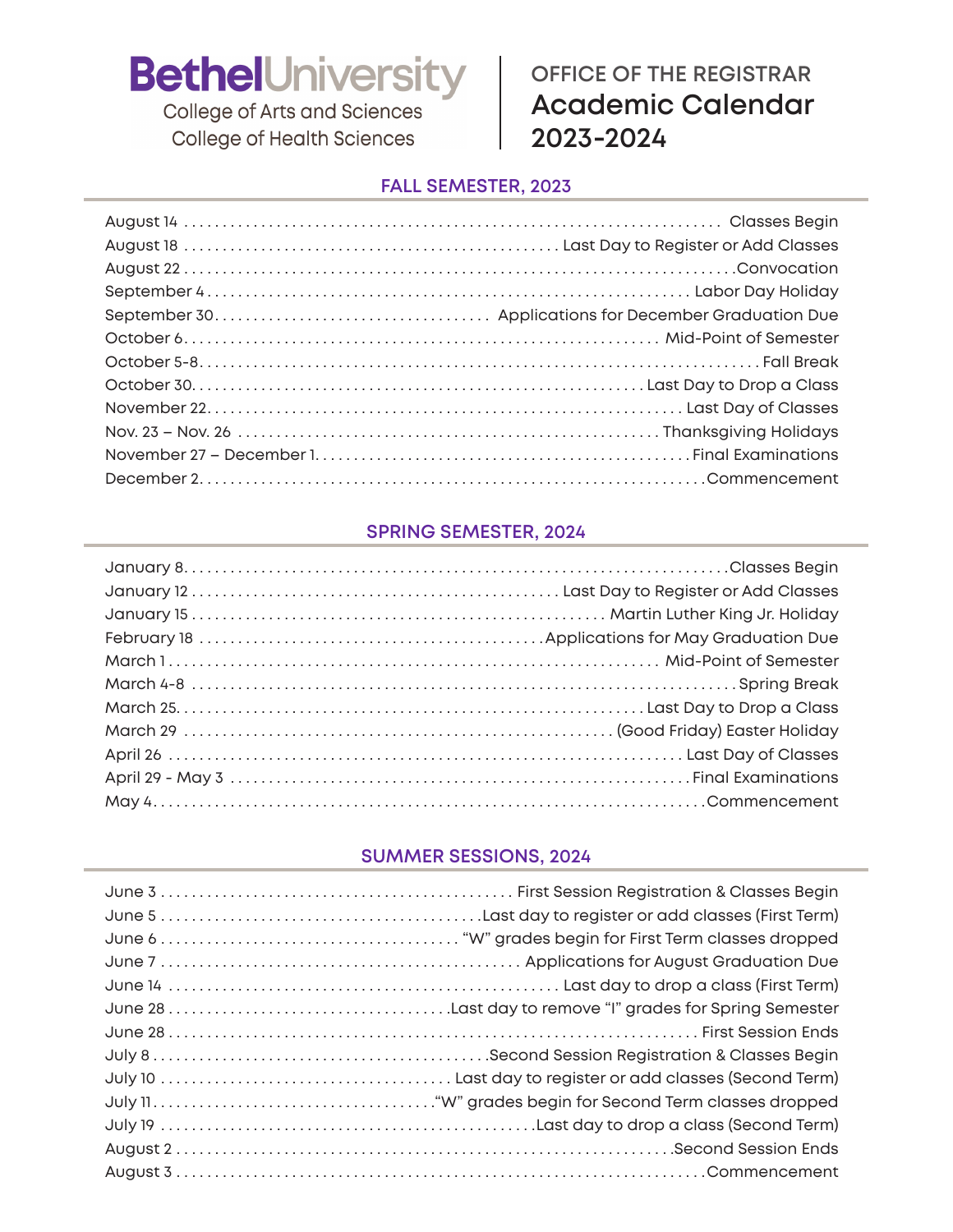# Bethel University

College of Arts and Sciences
College of Health Sciences

OFFICE OF THE REGISTRAR
**Academic Calendar 2023-2024**

## FALL SEMESTER, 2023

| Date | Event |
|---|---|
| August 14 | Classes Begin |
| August 18 | Last Day to Register or Add Classes |
| August 22 | Convocation |
| September 4 | Labor Day Holiday |
| September 30 | Applications for December Graduation Due |
| October 6 | Mid-Point of Semester |
| October 5-8 | Fall Break |
| October 30 | Last Day to Drop a Class |
| November 22 | Last Day of Classes |
| Nov. 23 – Nov. 26 | Thanksgiving Holidays |
| November 27 – December 1 | Final Examinations |
| December 2 | Commencement |

## SPRING SEMESTER, 2024

| Date | Event |
|---|---|
| January 8 | Classes Begin |
| January 12 | Last Day to Register or Add Classes |
| January 15 | Martin Luther King Jr. Holiday |
| February 18 | Applications for May Graduation Due |
| March 1 | Mid-Point of Semester |
| March 4-8 | Spring Break |
| March 25 | Last Day to Drop a Class |
| March 29 | (Good Friday) Easter Holiday |
| April 26 | Last Day of Classes |
| April 29 - May 3 | Final Examinations |
| May 4 | Commencement |

## SUMMER SESSIONS, 2024

| Date | Event |
|---|---|
| June 3 | First Session Registration & Classes Begin |
| June 5 | Last day to register or add classes (First Term) |
| June 6 | "W" grades begin for First Term classes dropped |
| June 7 | Applications for August Graduation Due |
| June 14 | Last day to drop a class (First Term) |
| June 28 | Last day to remove "I" grades for Spring Semester |
| June 28 | First Session Ends |
| July 8 | Second Session Registration & Classes Begin |
| July 10 | Last day to register or add classes (Second Term) |
| July 11 | "W" grades begin for Second Term classes dropped |
| July 19 | Last day to drop a class (Second Term) |
| August 2 | Second Session Ends |
| August 3 | Commencement |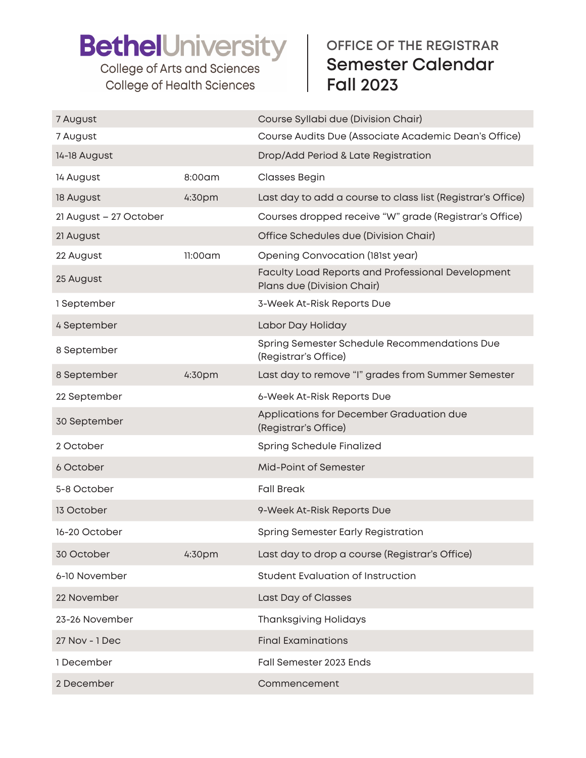**Bethel University**
College of Arts and Sciences
College of Health Sciences

OFFICE OF THE REGISTRAR
# Semester Calendar Fall 2023

| Date | Time | Event |
| --- | --- | --- |
| 7 August | | Course Syllabi due (Division Chair) |
| 7 August | | Course Audits Due (Associate Academic Dean's Office) |
| 14-18 August | | Drop/Add Period & Late Registration |
| 14 August | 8:00am | Classes Begin |
| 18 August | 4:30pm | Last day to add a course to class list (Registrar's Office) |
| 21 August – 27 October | | Courses dropped receive "W" grade (Registrar's Office) |
| 21 August | | Office Schedules due (Division Chair) |
| 22 August | 11:00am | Opening Convocation (181st year) |
| 25 August | | Faculty Load Reports and Professional Development Plans due (Division Chair) |
| 1 September | | 3-Week At-Risk Reports Due |
| 4 September | | Labor Day Holiday |
| 8 September | | Spring Semester Schedule Recommendations Due (Registrar's Office) |
| 8 September | 4:30pm | Last day to remove "I" grades from Summer Semester |
| 22 September | | 6-Week At-Risk Reports Due |
| 30 September | | Applications for December Graduation due (Registrar's Office) |
| 2 October | | Spring Schedule Finalized |
| 6 October | | Mid-Point of Semester |
| 5-8 October | | Fall Break |
| 13 October | | 9-Week At-Risk Reports Due |
| 16-20 October | | Spring Semester Early Registration |
| 30 October | 4:30pm | Last day to drop a course (Registrar's Office) |
| 6-10 November | | Student Evaluation of Instruction |
| 22 November | | Last Day of Classes |
| 23-26 November | | Thanksgiving Holidays |
| 27 Nov - 1 Dec | | Final Examinations |
| 1 December | | Fall Semester 2023 Ends |
| 2 December | | Commencement |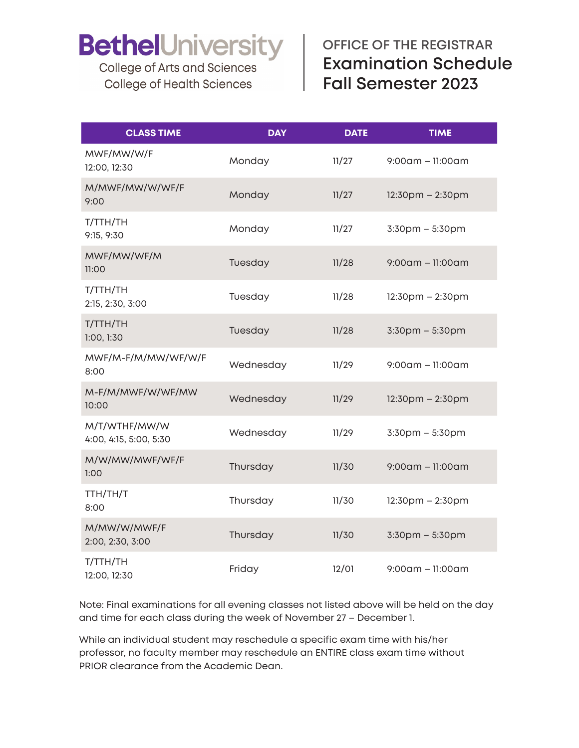# Bethel University

College of Arts and Sciences
College of Health Sciences

## OFFICE OF THE REGISTRAR

## Examination Schedule Fall Semester 2023

| CLASS TIME | DAY | DATE | TIME |
|---|---|---|---|
| MWF/MW/W/F<br>12:00, 12:30 | Monday | 11/27 | 9:00am – 11:00am |
| M/MWF/MW/W/WF/F<br>9:00 | Monday | 11/27 | 12:30pm – 2:30pm |
| T/TTH/TH<br>9:15, 9:30 | Monday | 11/27 | 3:30pm – 5:30pm |
| MWF/MW/WF/M<br>11:00 | Tuesday | 11/28 | 9:00am – 11:00am |
| T/TTH/TH<br>2:15, 2:30, 3:00 | Tuesday | 11/28 | 12:30pm – 2:30pm |
| T/TTH/TH<br>1:00, 1:30 | Tuesday | 11/28 | 3:30pm – 5:30pm |
| MWF/M-F/M/MW/WF/W/F<br>8:00 | Wednesday | 11/29 | 9:00am – 11:00am |
| M-F/M/MWF/W/WF/MW<br>10:00 | Wednesday | 11/29 | 12:30pm – 2:30pm |
| M/T/WTHF/MW/W<br>4:00, 4:15, 5:00, 5:30 | Wednesday | 11/29 | 3:30pm – 5:30pm |
| M/W/MW/MWF/WF/F<br>1:00 | Thursday | 11/30 | 9:00am – 11:00am |
| TTH/TH/T<br>8:00 | Thursday | 11/30 | 12:30pm – 2:30pm |
| M/MW/W/MWF/F<br>2:00, 2:30, 3:00 | Thursday | 11/30 | 3:30pm – 5:30pm |
| T/TTH/TH<br>12:00, 12:30 | Friday | 12/01 | 9:00am – 11:00am |

Note: Final examinations for all evening classes not listed above will be held on the day and time for each class during the week of November 27 – December 1.

While an individual student may reschedule a specific exam time with his/her professor, no faculty member may reschedule an ENTIRE class exam time without PRIOR clearance from the Academic Dean.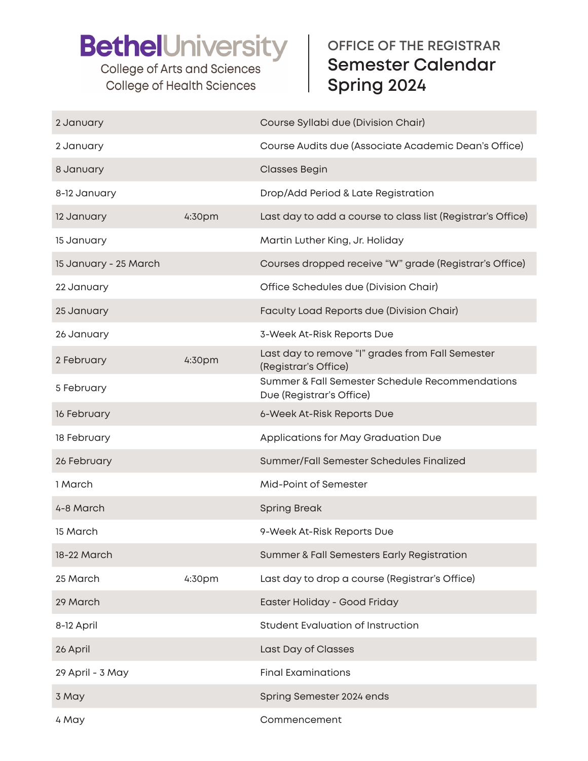**Bethel University**
College of Arts and Sciences
College of Health Sciences

OFFICE OF THE REGISTRAR

# Semester Calendar Spring 2024

| Date | Time | Event |
|---|---|---|
| 2 January | | Course Syllabi due (Division Chair) |
| 2 January | | Course Audits due (Associate Academic Dean's Office) |
| 8 January | | Classes Begin |
| 8-12 January | | Drop/Add Period & Late Registration |
| 12 January | 4:30pm | Last day to add a course to class list (Registrar's Office) |
| 15 January | | Martin Luther King, Jr. Holiday |
| 15 January - 25 March | | Courses dropped receive "W" grade (Registrar's Office) |
| 22 January | | Office Schedules due (Division Chair) |
| 25 January | | Faculty Load Reports due (Division Chair) |
| 26 January | | 3-Week At-Risk Reports Due |
| 2 February | 4:30pm | Last day to remove "I" grades from Fall Semester (Registrar's Office) |
| 5 February | | Summer & Fall Semester Schedule Recommendations Due (Registrar's Office) |
| 16 February | | 6-Week At-Risk Reports Due |
| 18 February | | Applications for May Graduation Due |
| 26 February | | Summer/Fall Semester Schedules Finalized |
| 1 March | | Mid-Point of Semester |
| 4-8 March | | Spring Break |
| 15 March | | 9-Week At-Risk Reports Due |
| 18-22 March | | Summer & Fall Semesters Early Registration |
| 25 March | 4:30pm | Last day to drop a course (Registrar's Office) |
| 29 March | | Easter Holiday - Good Friday |
| 8-12 April | | Student Evaluation of Instruction |
| 26 April | | Last Day of Classes |
| 29 April - 3 May | | Final Examinations |
| 3 May | | Spring Semester 2024 ends |
| 4 May | | Commencement |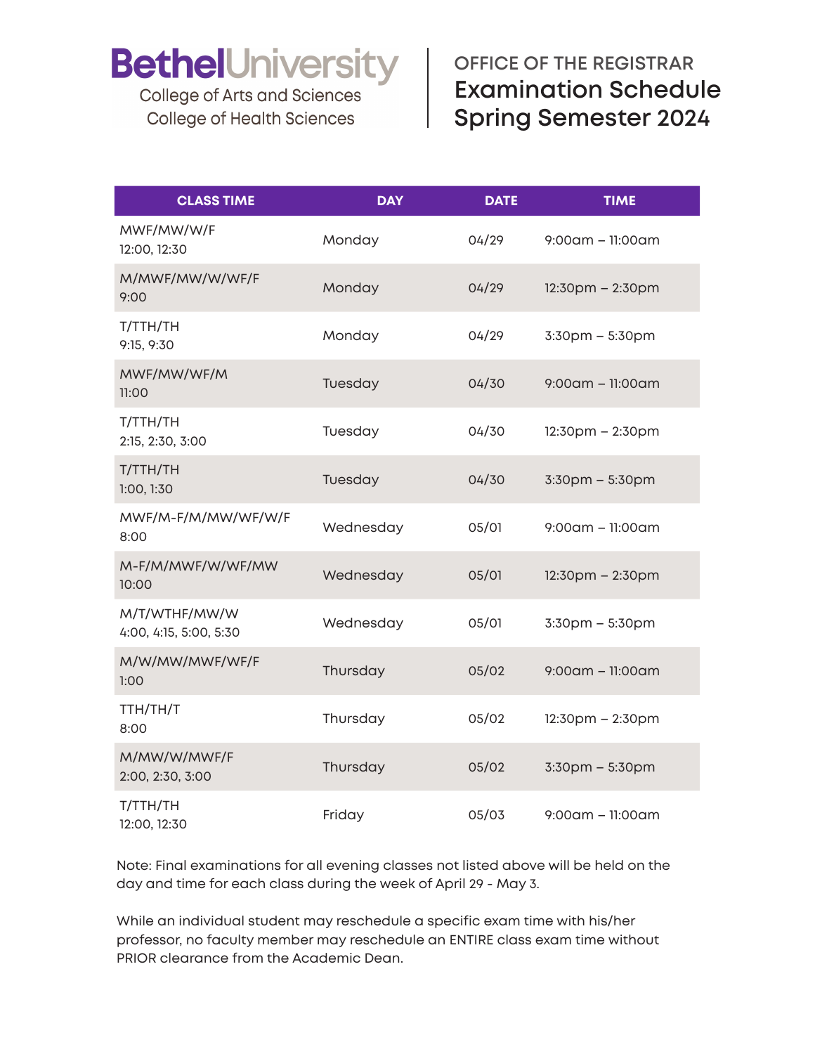# Bethel University

College of Arts and Sciences
College of Health Sciences

OFFICE OF THE REGISTRAR

## Examination Schedule Spring Semester 2024

| CLASS TIME | DAY | DATE | TIME |
|---|---|---|---|
| MWF/MW/W/F<br>12:00, 12:30 | Monday | 04/29 | 9:00am – 11:00am |
| M/MWF/MW/W/WF/F<br>9:00 | Monday | 04/29 | 12:30pm – 2:30pm |
| T/TTH/TH<br>9:15, 9:30 | Monday | 04/29 | 3:30pm – 5:30pm |
| MWF/MW/WF/M<br>11:00 | Tuesday | 04/30 | 9:00am – 11:00am |
| T/TTH/TH<br>2:15, 2:30, 3:00 | Tuesday | 04/30 | 12:30pm – 2:30pm |
| T/TTH/TH<br>1:00, 1:30 | Tuesday | 04/30 | 3:30pm – 5:30pm |
| MWF/M-F/M/MW/WF/W/F<br>8:00 | Wednesday | 05/01 | 9:00am – 11:00am |
| M-F/M/MWF/W/WF/MW<br>10:00 | Wednesday | 05/01 | 12:30pm – 2:30pm |
| M/T/WTHF/MW/W<br>4:00, 4:15, 5:00, 5:30 | Wednesday | 05/01 | 3:30pm – 5:30pm |
| M/W/MW/MWF/WF/F<br>1:00 | Thursday | 05/02 | 9:00am – 11:00am |
| TTH/TH/T<br>8:00 | Thursday | 05/02 | 12:30pm – 2:30pm |
| M/MW/W/MWF/F<br>2:00, 2:30, 3:00 | Thursday | 05/02 | 3:30pm – 5:30pm |
| T/TTH/TH<br>12:00, 12:30 | Friday | 05/03 | 9:00am – 11:00am |

Note: Final examinations for all evening classes not listed above will be held on the day and time for each class during the week of April 29 - May 3.

While an individual student may reschedule a specific exam time with his/her professor, no faculty member may reschedule an ENTIRE class exam time without PRIOR clearance from the Academic Dean.